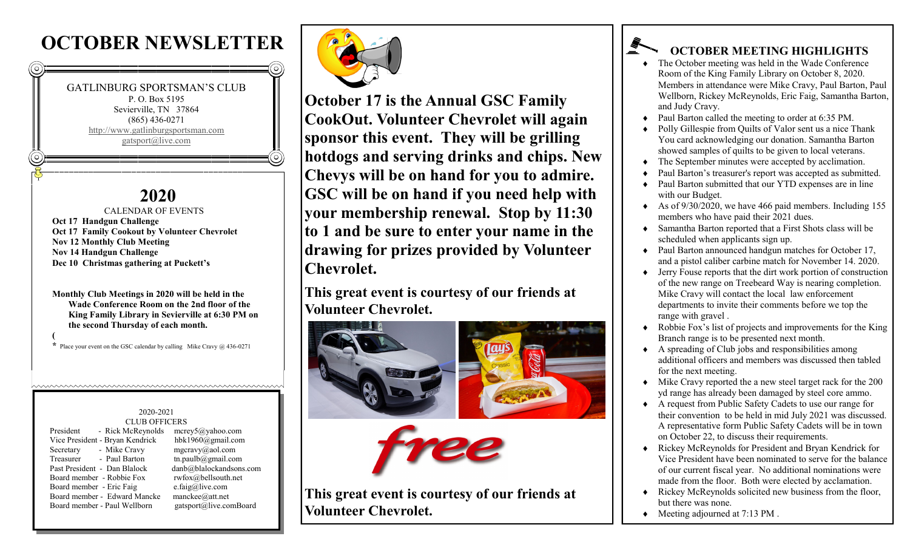# OCTOBER NEWSLETTER

GATLINBURG SPORTSMAN'S CLUB
P. O. Box 5195
Sevierville, TN 37864
(865) 436-0271
http://www.gatlinburgsportsman.com
gatsport@live.com

## 2020

CALENDAR OF EVENTS

**Oct 17 Handgun Challenge**
**Oct 17 Family Cookout by Volunteer Chevrolet**
**Nov 12 Monthly Club Meeting**
**Nov 14 Handgun Challenge**
**Dec 10 Christmas gathering at Puckett's**

**Monthly Club Meetings in 2020 will be held in the Wade Conference Room on the 2nd floor of the King Family Library in Sevierville at 6:30 PM on the second Thursday of each month.**

(

* Place your event on the GSC calendar by calling Mike Cravy @ 436-0271

2020-2021
CLUB OFFICERS

| Position | Name | Email |
|---|---|---|
| President | Rick McReynolds | mcrey5@yahoo.com |
| Vice President | Bryan Kendrick | hbk1960@gmail.com |
| Secretary | Mike Cravy | mgcravy@aol.com |
| Treasurer | Paul Barton | tn.paulb@gmail.com |
| Past President | Dan Blalock | danb@blalockandsons.com |
| Board member | Robbie Fox | rwfox@bellsouth.net |
| Board member | Eric Faig | e.faig@live.com |
| Board member | Edward Mancke | manckee@att.net |
| Board member | Paul Wellborn | gatsport@live.comBoard |

**October 17 is the Annual GSC Family CookOut. Volunteer Chevrolet will again sponsor this event. They will be grilling hotdogs and serving drinks and chips. New Chevys will be on hand for you to admire. GSC will be on hand if you need help with your membership renewal. Stop by 11:30 to 1 and be sure to enter your name in the drawing for prizes provided by Volunteer Chevrolet.**

**This great event is courtesy of our friends at Volunteer Chevrolet.**

*free*

**This great event is courtesy of our friends at Volunteer Chevrolet.**

## OCTOBER MEETING HIGHLIGHTS

- The October meeting was held in the Wade Conference Room of the King Family Library on October 8, 2020. Members in attendance were Mike Cravy, Paul Barton, Paul Wellborn, Rickey McReynolds, Eric Faig, Samantha Barton, and Judy Cravy.
- Paul Barton called the meeting to order at 6:35 PM.
- Polly Gillespie from Quilts of Valor sent us a nice Thank You card acknowledging our donation. Samantha Barton showed samples of quilts to be given to local veterans.
- The September minutes were accepted by acclimation.
- Paul Barton's treasurer's report was accepted as submitted.
- Paul Barton submitted that our YTD expenses are in line with our Budget.
- As of 9/30/2020, we have 466 paid members. Including 155 members who have paid their 2021 dues.
- Samantha Barton reported that a First Shots class will be scheduled when applicants sign up.
- Paul Barton announced handgun matches for October 17, and a pistol caliber carbine match for November 14. 2020.
- Jerry Fouse reports that the dirt work portion of construction of the new range on Treebeard Way is nearing completion. Mike Cravy will contact the local law enforcement departments to invite their comments before we top the range with gravel .
- Robbie Fox's list of projects and improvements for the King Branch range is to be presented next month.
- A spreading of Club jobs and responsibilities among additional officers and members was discussed then tabled for the next meeting.
- Mike Cravy reported the a new steel target rack for the 200 yd range has already been damaged by steel core ammo.
- A request from Public Safety Cadets to use our range for their convention to be held in mid July 2021 was discussed. A representative form Public Safety Cadets will be in town on October 22, to discuss their requirements.
- Rickey McReynolds for President and Bryan Kendrick for Vice President have been nominated to serve for the balance of our current fiscal year. No additional nominations were made from the floor. Both were elected by acclamation.
- Rickey McReynolds solicited new business from the floor, but there was none.
- Meeting adjourned at 7:13 PM .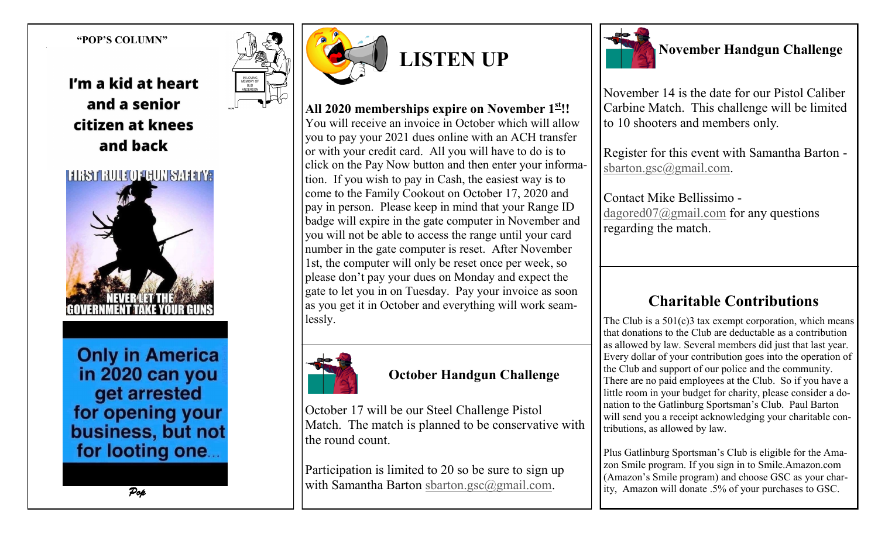**"POP'S COLUMN"**

I'm a kid at heart and a senior citizen at knees and back

FIRST RULE OF GUN SAFETY: NEVER LET THE GOVERNMENT TAKE YOUR GUNS

Only in America in 2020 can you get arrested for opening your business, but not for looting one...

*Pop*

# LISTEN UP

**All 2020 memberships expire on November 1st!!** You will receive an invoice in October which will allow you to pay your 2021 dues online with an ACH transfer or with your credit card. All you will have to do is to click on the Pay Now button and then enter your information. If you wish to pay in Cash, the easiest way is to come to the Family Cookout on October 17, 2020 and pay in person. Please keep in mind that your Range ID badge will expire in the gate computer in November and you will not be able to access the range until your card number in the gate computer is reset. After November 1st, the computer will only be reset once per week, so please don't pay your dues on Monday and expect the gate to let you in on Tuesday. Pay your invoice as soon as you get it in October and everything will work seamlessly.

## October Handgun Challenge

October 17 will be our Steel Challenge Pistol Match. The match is planned to be conservative with the round count.

Participation is limited to 20 so be sure to sign up with Samantha Barton sbarton.gsc@gmail.com.

## November Handgun Challenge

November 14 is the date for our Pistol Caliber Carbine Match. This challenge will be limited to 10 shooters and members only.

Register for this event with Samantha Barton - sbarton.gsc@gmail.com.

Contact Mike Bellissimo - dagored07@gmail.com for any questions regarding the match.

## Charitable Contributions

The Club is a 501(c)3 tax exempt corporation, which means that donations to the Club are deductable as a contribution as allowed by law. Several members did just that last year. Every dollar of your contribution goes into the operation of the Club and support of our police and the community. There are no paid employees at the Club. So if you have a little room in your budget for charity, please consider a donation to the Gatlinburg Sportsman's Club. Paul Barton will send you a receipt acknowledging your charitable contributions, as allowed by law.

Plus Gatlinburg Sportsman's Club is eligible for the Amazon Smile program. If you sign in to Smile.Amazon.com (Amazon's Smile program) and choose GSC as your charity, Amazon will donate .5% of your purchases to GSC.